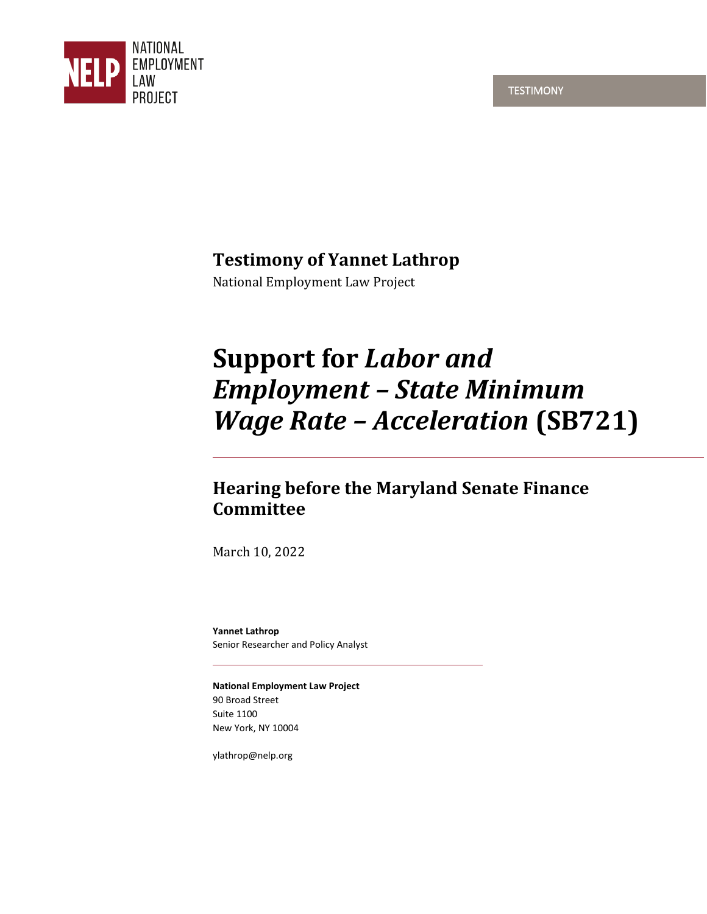NATIONAL EMPLOYMENT LAW PROJECT

TESTIMONY

**Testimony of Yannet Lathrop**

National Employment Law Project

# Support for *Labor and Employment – State Minimum Wage Rate – Acceleration* (SB721)

## Hearing before the Maryland Senate Finance Committee

March 10, 2022

**Yannet Lathrop**
Senior Researcher and Policy Analyst

**National Employment Law Project**
90 Broad Street
Suite 1100
New York, NY 10004

ylathrop@nelp.org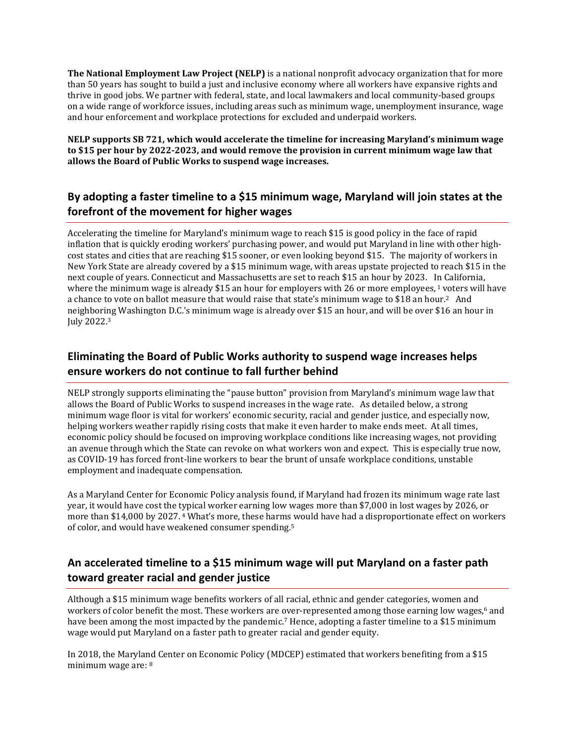**The National Employment Law Project (NELP)** is a national nonprofit advocacy organization that for more than 50 years has sought to build a just and inclusive economy where all workers have expansive rights and thrive in good jobs. We partner with federal, state, and local lawmakers and local community-based groups on a wide range of workforce issues, including areas such as minimum wage, unemployment insurance, wage and hour enforcement and workplace protections for excluded and underpaid workers.

**NELP supports SB 721, which would accelerate the timeline for increasing Maryland's minimum wage to $15 per hour by 2022-2023, and would remove the provision in current minimum wage law that allows the Board of Public Works to suspend wage increases.**

## By adopting a faster timeline to a $15 minimum wage, Maryland will join states at the forefront of the movement for higher wages

Accelerating the timeline for Maryland's minimum wage to reach $15 is good policy in the face of rapid inflation that is quickly eroding workers' purchasing power, and would put Maryland in line with other high-cost states and cities that are reaching $15 sooner, or even looking beyond $15. The majority of workers in New York State are already covered by a $15 minimum wage, with areas upstate projected to reach $15 in the next couple of years. Connecticut and Massachusetts are set to reach $15 an hour by 2023. In California, where the minimum wage is already $15 an hour for employers with 26 or more employees, [1] voters will have a chance to vote on ballot measure that would raise that state's minimum wage to $18 an hour.[2] And neighboring Washington D.C.'s minimum wage is already over $15 an hour, and will be over $16 an hour in July 2022.[3]

## Eliminating the Board of Public Works authority to suspend wage increases helps ensure workers do not continue to fall further behind

NELP strongly supports eliminating the "pause button" provision from Maryland's minimum wage law that allows the Board of Public Works to suspend increases in the wage rate. As detailed below, a strong minimum wage floor is vital for workers' economic security, racial and gender justice, and especially now, helping workers weather rapidly rising costs that make it even harder to make ends meet. At all times, economic policy should be focused on improving workplace conditions like increasing wages, not providing an avenue through which the State can revoke on what workers won and expect. This is especially true now, as COVID-19 has forced front-line workers to bear the brunt of unsafe workplace conditions, unstable employment and inadequate compensation.

As a Maryland Center for Economic Policy analysis found, if Maryland had frozen its minimum wage rate last year, it would have cost the typical worker earning low wages more than $7,000 in lost wages by 2026, or more than $14,000 by 2027. [4] What's more, these harms would have had a disproportionate effect on workers of color, and would have weakened consumer spending.[5]

## An accelerated timeline to a $15 minimum wage will put Maryland on a faster path toward greater racial and gender justice

Although a $15 minimum wage benefits workers of all racial, ethnic and gender categories, women and workers of color benefit the most. These workers are over-represented among those earning low wages,[6] and have been among the most impacted by the pandemic.[7] Hence, adopting a faster timeline to a $15 minimum wage would put Maryland on a faster path to greater racial and gender equity.

In 2018, the Maryland Center on Economic Policy (MDCEP) estimated that workers benefiting from a $15 minimum wage are: [8]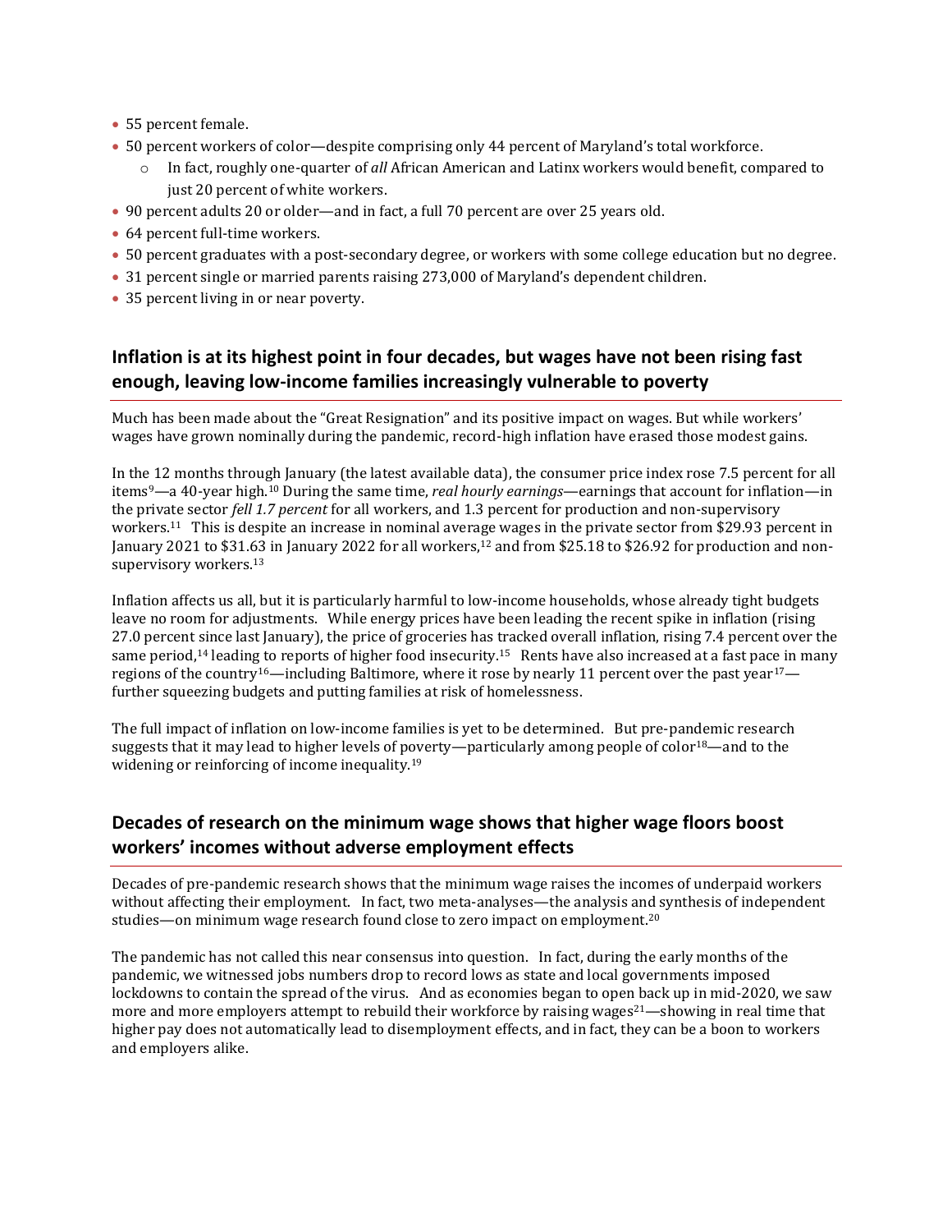- 55 percent female.
- 50 percent workers of color—despite comprising only 44 percent of Maryland's total workforce.
    - In fact, roughly one-quarter of *all* African American and Latinx workers would benefit, compared to just 20 percent of white workers.
- 90 percent adults 20 or older—and in fact, a full 70 percent are over 25 years old.
- 64 percent full-time workers.
- 50 percent graduates with a post-secondary degree, or workers with some college education but no degree.
- 31 percent single or married parents raising 273,000 of Maryland's dependent children.
- 35 percent living in or near poverty.

## Inflation is at its highest point in four decades, but wages have not been rising fast enough, leaving low-income families increasingly vulnerable to poverty

Much has been made about the "Great Resignation" and its positive impact on wages. But while workers' wages have grown nominally during the pandemic, record-high inflation have erased those modest gains.

In the 12 months through January (the latest available data), the consumer price index rose 7.5 percent for all items[9]—a 40-year high.[10] During the same time, *real hourly earnings*—earnings that account for inflation—in the private sector *fell 1.7 percent* for all workers, and 1.3 percent for production and non-supervisory workers.[11] This is despite an increase in nominal average wages in the private sector from $29.93 percent in January 2021 to $31.63 in January 2022 for all workers,[12] and from $25.18 to $26.92 for production and non-supervisory workers.[13]

Inflation affects us all, but it is particularly harmful to low-income households, whose already tight budgets leave no room for adjustments. While energy prices have been leading the recent spike in inflation (rising 27.0 percent since last January), the price of groceries has tracked overall inflation, rising 7.4 percent over the same period,[14] leading to reports of higher food insecurity.[15] Rents have also increased at a fast pace in many regions of the country[16]—including Baltimore, where it rose by nearly 11 percent over the past year[17]—further squeezing budgets and putting families at risk of homelessness.

The full impact of inflation on low-income families is yet to be determined. But pre-pandemic research suggests that it may lead to higher levels of poverty—particularly among people of color[18]—and to the widening or reinforcing of income inequality.[19]

## Decades of research on the minimum wage shows that higher wage floors boost workers' incomes without adverse employment effects

Decades of pre-pandemic research shows that the minimum wage raises the incomes of underpaid workers without affecting their employment. In fact, two meta-analyses—the analysis and synthesis of independent studies—on minimum wage research found close to zero impact on employment.[20]

The pandemic has not called this near consensus into question. In fact, during the early months of the pandemic, we witnessed jobs numbers drop to record lows as state and local governments imposed lockdowns to contain the spread of the virus. And as economies began to open back up in mid-2020, we saw more and more employers attempt to rebuild their workforce by raising wages[21]—showing in real time that higher pay does not automatically lead to disemployment effects, and in fact, they can be a boon to workers and employers alike.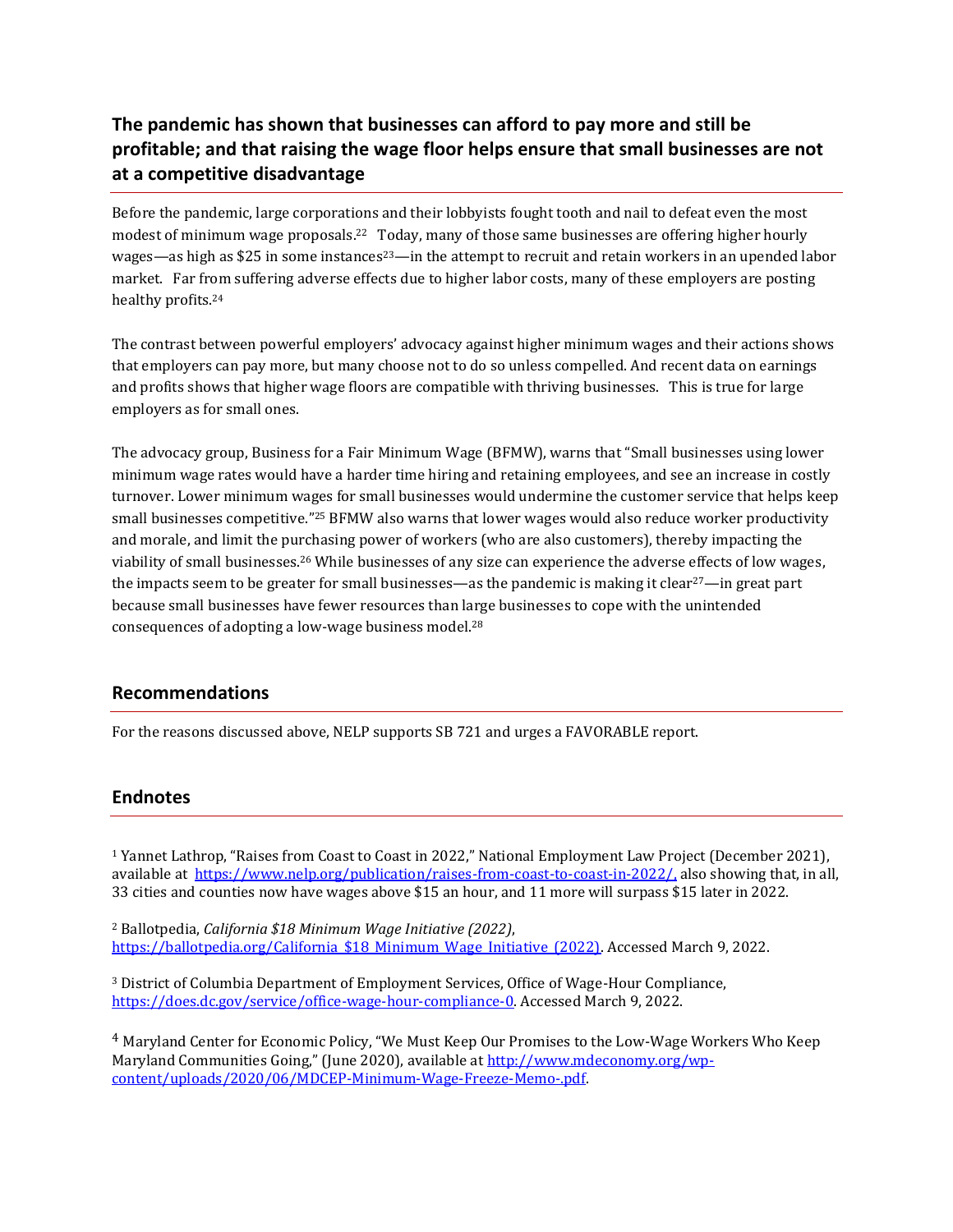## The pandemic has shown that businesses can afford to pay more and still be profitable; and that raising the wage floor helps ensure that small businesses are not at a competitive disadvantage

Before the pandemic, large corporations and their lobbyists fought tooth and nail to defeat even the most modest of minimum wage proposals.[22] Today, many of those same businesses are offering higher hourly wages—as high as $25 in some instances[23]—in the attempt to recruit and retain workers in an upended labor market. Far from suffering adverse effects due to higher labor costs, many of these employers are posting healthy profits.[24]

The contrast between powerful employers' advocacy against higher minimum wages and their actions shows that employers can pay more, but many choose not to do so unless compelled. And recent data on earnings and profits shows that higher wage floors are compatible with thriving businesses. This is true for large employers as for small ones.

The advocacy group, Business for a Fair Minimum Wage (BFMW), warns that "Small businesses using lower minimum wage rates would have a harder time hiring and retaining employees, and see an increase in costly turnover. Lower minimum wages for small businesses would undermine the customer service that helps keep small businesses competitive."[25] BFMW also warns that lower wages would also reduce worker productivity and morale, and limit the purchasing power of workers (who are also customers), thereby impacting the viability of small businesses.[26] While businesses of any size can experience the adverse effects of low wages, the impacts seem to be greater for small businesses—as the pandemic is making it clear[27]—in great part because small businesses have fewer resources than large businesses to cope with the unintended consequences of adopting a low-wage business model.[28]

## Recommendations

For the reasons discussed above, NELP supports SB 721 and urges a FAVORABLE report.

## Endnotes

[1] Yannet Lathrop, "Raises from Coast to Coast in 2022," National Employment Law Project (December 2021), available at https://www.nelp.org/publication/raises-from-coast-to-coast-in-2022/, also showing that, in all, 33 cities and counties now have wages above $15 an hour, and 11 more will surpass $15 later in 2022.

[2] Ballotpedia, *California $18 Minimum Wage Initiative (2022)*, https://ballotpedia.org/California_$18_Minimum_Wage_Initiative_(2022). Accessed March 9, 2022.

[3] District of Columbia Department of Employment Services, Office of Wage-Hour Compliance, https://does.dc.gov/service/office-wage-hour-compliance-0. Accessed March 9, 2022.

[4] Maryland Center for Economic Policy, "We Must Keep Our Promises to the Low-Wage Workers Who Keep Maryland Communities Going," (June 2020), available at http://www.mdeconomy.org/wp-content/uploads/2020/06/MDCEP-Minimum-Wage-Freeze-Memo-.pdf.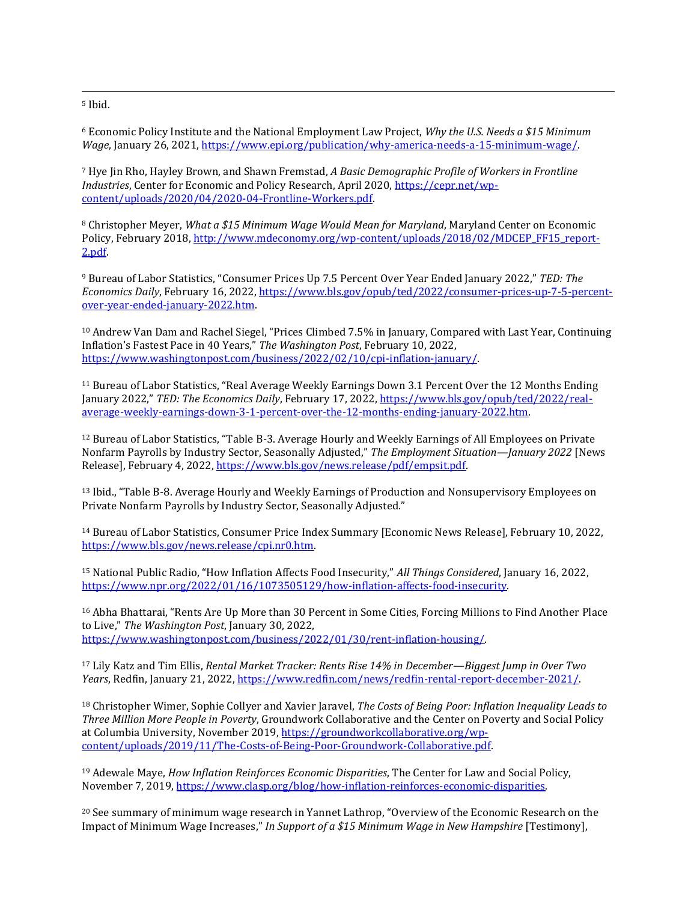[5] Ibid.

[6] Economic Policy Institute and the National Employment Law Project, *Why the U.S. Needs a $15 Minimum Wage*, January 26, 2021, https://www.epi.org/publication/why-america-needs-a-15-minimum-wage/.

[7] Hye Jin Rho, Hayley Brown, and Shawn Fremstad, *A Basic Demographic Profile of Workers in Frontline Industries*, Center for Economic and Policy Research, April 2020, https://cepr.net/wp-content/uploads/2020/04/2020-04-Frontline-Workers.pdf.

[8] Christopher Meyer, *What a $15 Minimum Wage Would Mean for Maryland*, Maryland Center on Economic Policy, February 2018, http://www.mdeconomy.org/wp-content/uploads/2018/02/MDCEP_FF15_report-2.pdf.

[9] Bureau of Labor Statistics, "Consumer Prices Up 7.5 Percent Over Year Ended January 2022," *TED: The Economics Daily*, February 16, 2022, https://www.bls.gov/opub/ted/2022/consumer-prices-up-7-5-percent-over-year-ended-january-2022.htm.

[10] Andrew Van Dam and Rachel Siegel, "Prices Climbed 7.5% in January, Compared with Last Year, Continuing Inflation's Fastest Pace in 40 Years," *The Washington Post*, February 10, 2022, https://www.washingtonpost.com/business/2022/02/10/cpi-inflation-january/.

[11] Bureau of Labor Statistics, "Real Average Weekly Earnings Down 3.1 Percent Over the 12 Months Ending January 2022," *TED: The Economics Daily*, February 17, 2022, https://www.bls.gov/opub/ted/2022/real-average-weekly-earnings-down-3-1-percent-over-the-12-months-ending-january-2022.htm.

[12] Bureau of Labor Statistics, "Table B-3. Average Hourly and Weekly Earnings of All Employees on Private Nonfarm Payrolls by Industry Sector, Seasonally Adjusted," *The Employment Situation—January 2022* [News Release], February 4, 2022, https://www.bls.gov/news.release/pdf/empsit.pdf.

[13] Ibid., "Table B-8. Average Hourly and Weekly Earnings of Production and Nonsupervisory Employees on Private Nonfarm Payrolls by Industry Sector, Seasonally Adjusted."

[14] Bureau of Labor Statistics, Consumer Price Index Summary [Economic News Release], February 10, 2022, https://www.bls.gov/news.release/cpi.nr0.htm.

[15] National Public Radio, "How Inflation Affects Food Insecurity," *All Things Considered*, January 16, 2022, https://www.npr.org/2022/01/16/1073505129/how-inflation-affects-food-insecurity.

[16] Abha Bhattarai, "Rents Are Up More than 30 Percent in Some Cities, Forcing Millions to Find Another Place to Live," *The Washington Post*, January 30, 2022, https://www.washingtonpost.com/business/2022/01/30/rent-inflation-housing/.

[17] Lily Katz and Tim Ellis, *Rental Market Tracker: Rents Rise 14% in December—Biggest Jump in Over Two Years*, Redfin, January 21, 2022, https://www.redfin.com/news/redfin-rental-report-december-2021/.

[18] Christopher Wimer, Sophie Collyer and Xavier Jaravel, *The Costs of Being Poor: Inflation Inequality Leads to Three Million More People in Poverty*, Groundwork Collaborative and the Center on Poverty and Social Policy at Columbia University, November 2019, https://groundworkcollaborative.org/wp-content/uploads/2019/11/The-Costs-of-Being-Poor-Groundwork-Collaborative.pdf.

[19] Adewale Maye, *How Inflation Reinforces Economic Disparities*, The Center for Law and Social Policy, November 7, 2019, https://www.clasp.org/blog/how-inflation-reinforces-economic-disparities.

[20] See summary of minimum wage research in Yannet Lathrop, "Overview of the Economic Research on the Impact of Minimum Wage Increases," *In Support of a $15 Minimum Wage in New Hampshire* [Testimony],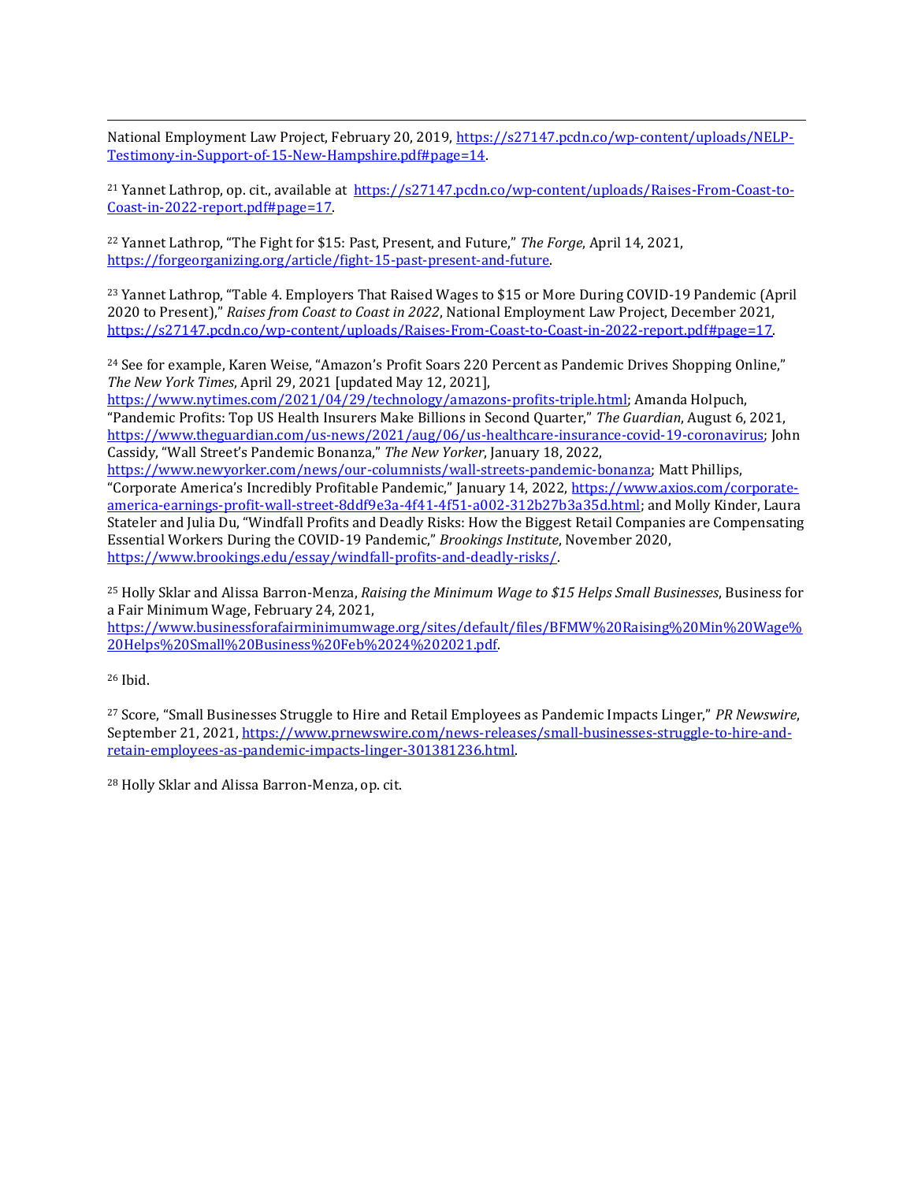National Employment Law Project, February 20, 2019, https://s27147.pcdn.co/wp-content/uploads/NELP-Testimony-in-Support-of-15-New-Hampshire.pdf#page=14.

[21] Yannet Lathrop, op. cit., available at https://s27147.pcdn.co/wp-content/uploads/Raises-From-Coast-to-Coast-in-2022-report.pdf#page=17.

[22] Yannet Lathrop, "The Fight for $15: Past, Present, and Future," *The Forge*, April 14, 2021, https://forgeorganizing.org/article/fight-15-past-present-and-future.

[23] Yannet Lathrop, "Table 4. Employers That Raised Wages to $15 or More During COVID-19 Pandemic (April 2020 to Present)," *Raises from Coast to Coast in 2022*, National Employment Law Project, December 2021, https://s27147.pcdn.co/wp-content/uploads/Raises-From-Coast-to-Coast-in-2022-report.pdf#page=17.

[24] See for example, Karen Weise, "Amazon's Profit Soars 220 Percent as Pandemic Drives Shopping Online," *The New York Times*, April 29, 2021 [updated May 12, 2021], https://www.nytimes.com/2021/04/29/technology/amazons-profits-triple.html; Amanda Holpuch, "Pandemic Profits: Top US Health Insurers Make Billions in Second Quarter," *The Guardian*, August 6, 2021, https://www.theguardian.com/us-news/2021/aug/06/us-healthcare-insurance-covid-19-coronavirus; John Cassidy, "Wall Street's Pandemic Bonanza," *The New Yorker*, January 18, 2022, https://www.newyorker.com/news/our-columnists/wall-streets-pandemic-bonanza; Matt Phillips, "Corporate America's Incredibly Profitable Pandemic," January 14, 2022, https://www.axios.com/corporate-america-earnings-profit-wall-street-8ddf9e3a-4f41-4f51-a002-312b27b3a35d.html; and Molly Kinder, Laura Stateler and Julia Du, "Windfall Profits and Deadly Risks: How the Biggest Retail Companies are Compensating Essential Workers During the COVID-19 Pandemic," *Brookings Institute*, November 2020, https://www.brookings.edu/essay/windfall-profits-and-deadly-risks/.

[25] Holly Sklar and Alissa Barron-Menza, *Raising the Minimum Wage to $15 Helps Small Businesses*, Business for a Fair Minimum Wage, February 24, 2021, https://www.businessforafairminimumwage.org/sites/default/files/BFMW%20Raising%20Min%20Wage%20Helps%20Small%20Business%20Feb%2024%202021.pdf.

[26] Ibid.

[27] Score, "Small Businesses Struggle to Hire and Retail Employees as Pandemic Impacts Linger," *PR Newswire*, September 21, 2021, https://www.prnewswire.com/news-releases/small-businesses-struggle-to-hire-and-retain-employees-as-pandemic-impacts-linger-301381236.html.

[28] Holly Sklar and Alissa Barron-Menza, op. cit.